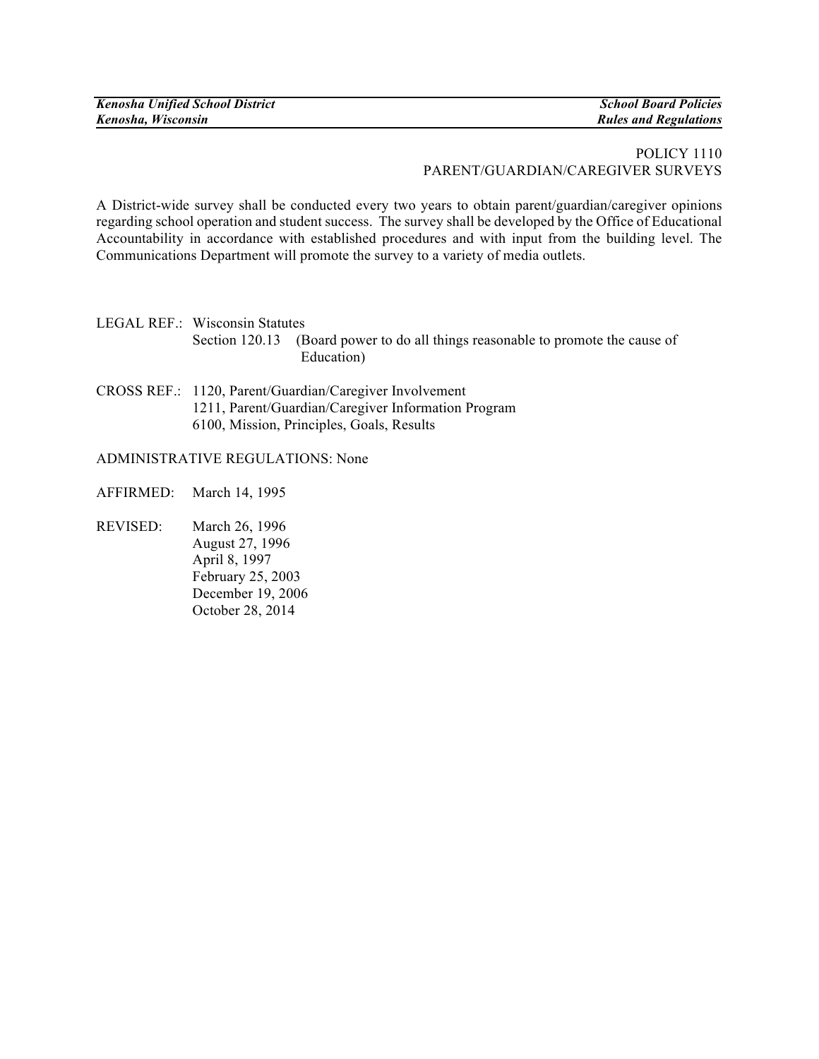# POLICY 1110
## PARENT/GUARDIAN/CAREGIVER SURVEYS

A District-wide survey shall be conducted every two years to obtain parent/guardian/caregiver opinions regarding school operation and student success. The survey shall be developed by the Office of Educational Accountability in accordance with established procedures and with input from the building level. The Communications Department will promote the survey to a variety of media outlets.

LEGAL REF.: Wisconsin Statutes
Section 120.13 (Board power to do all things reasonable to promote the cause of Education)

CROSS REF.: 1120, Parent/Guardian/Caregiver Involvement
1211, Parent/Guardian/Caregiver Information Program
6100, Mission, Principles, Goals, Results

ADMINISTRATIVE REGULATIONS: None

AFFIRMED: March 14, 1995

REVISED: March 26, 1996
August 27, 1996
April 8, 1997
February 25, 2003
December 19, 2006
October 28, 2014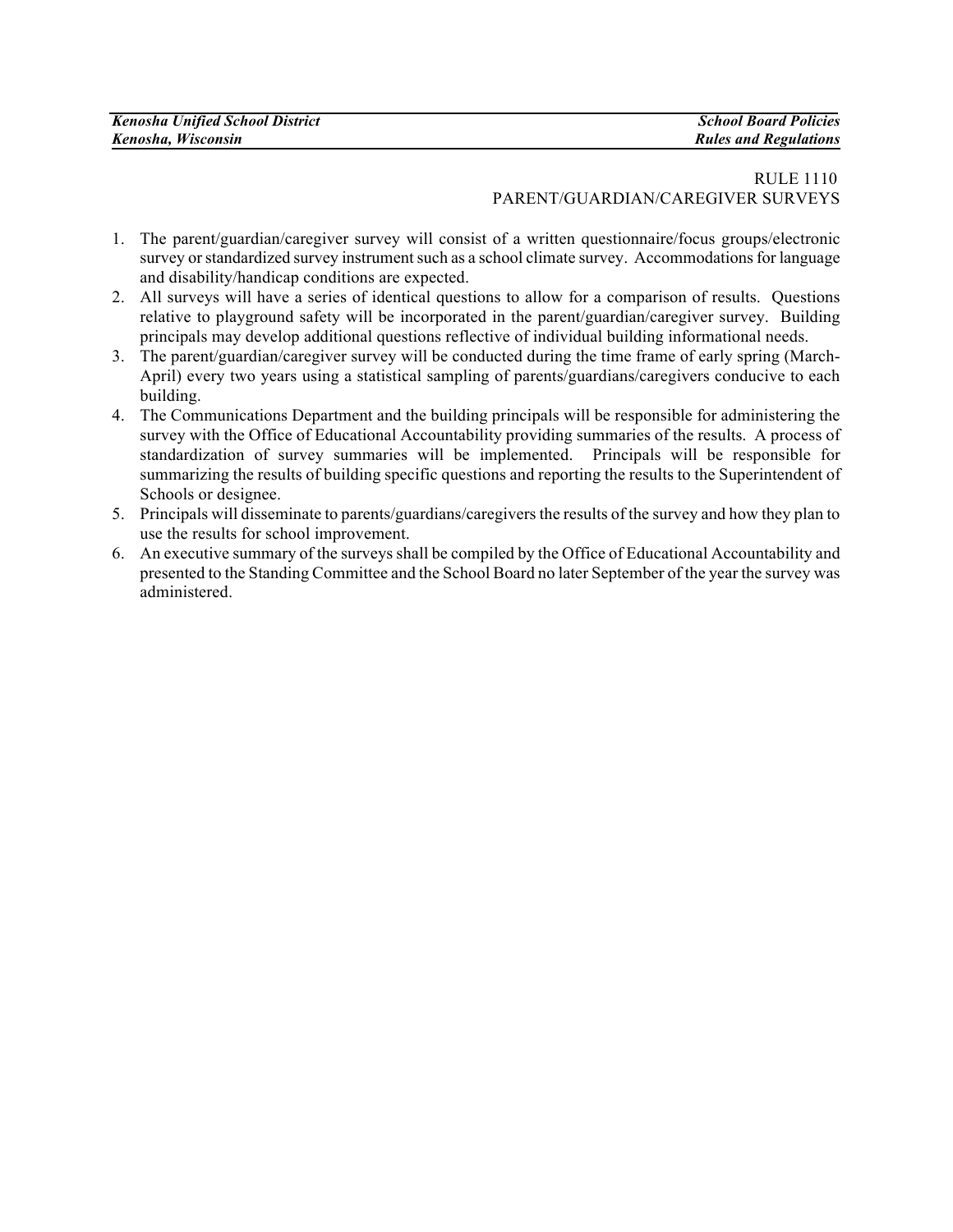RULE 1110
PARENT/GUARDIAN/CAREGIVER SURVEYS

1. The parent/guardian/caregiver survey will consist of a written questionnaire/focus groups/electronic survey or standardized survey instrument such as a school climate survey. Accommodations for language and disability/handicap conditions are expected.
2. All surveys will have a series of identical questions to allow for a comparison of results. Questions relative to playground safety will be incorporated in the parent/guardian/caregiver survey. Building principals may develop additional questions reflective of individual building informational needs.
3. The parent/guardian/caregiver survey will be conducted during the time frame of early spring (March-April) every two years using a statistical sampling of parents/guardians/caregivers conducive to each building.
4. The Communications Department and the building principals will be responsible for administering the survey with the Office of Educational Accountability providing summaries of the results. A process of standardization of survey summaries will be implemented. Principals will be responsible for summarizing the results of building specific questions and reporting the results to the Superintendent of Schools or designee.
5. Principals will disseminate to parents/guardians/caregivers the results of the survey and how they plan to use the results for school improvement.
6. An executive summary of the surveys shall be compiled by the Office of Educational Accountability and presented to the Standing Committee and the School Board no later September of the year the survey was administered.